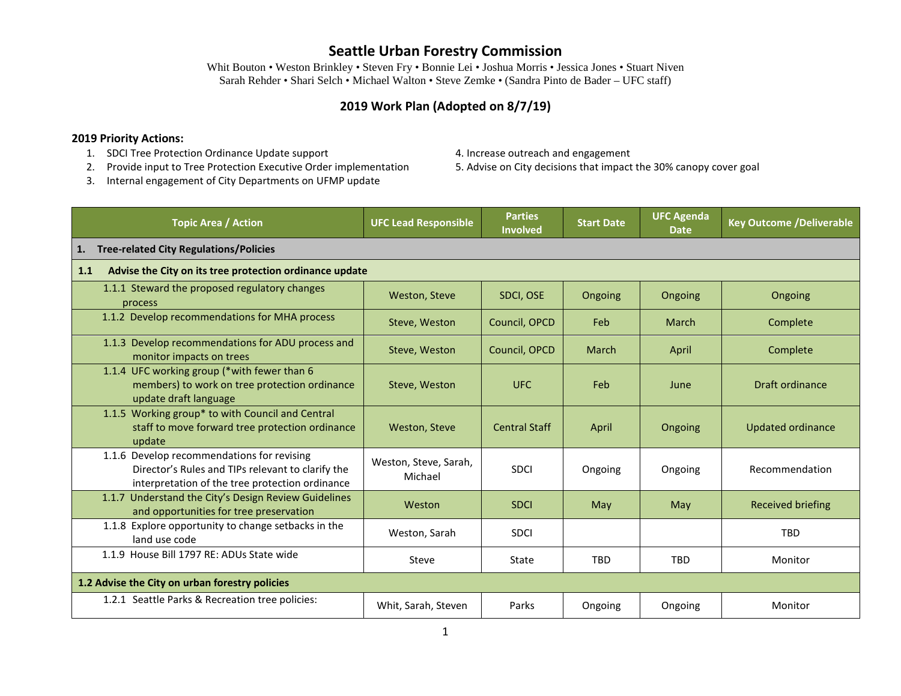# Seattle Urban Forestry Commission

Whit Bouton • Weston Brinkley • Steven Fry • Bonnie Lei • Joshua Morris • Jessica Jones • Stuart Niven
Sarah Rehder • Shari Selch • Michael Walton • Steve Zemke • (Sandra Pinto de Bader – UFC staff)

## 2019 Work Plan (Adopted on 8/7/19)

**2019 Priority Actions:**

1. SDCI Tree Protection Ordinance Update support
2. Provide input to Tree Protection Executive Order implementation
3. Internal engagement of City Departments on UFMP update
4. Increase outreach and engagement
5. Advise on City decisions that impact the 30% canopy cover goal

| Topic Area / Action | UFC Lead Responsible | Parties Involved | Start Date | UFC Agenda Date | Key Outcome /Deliverable |
|---|---|---|---|---|---|
| **1. Tree-related City Regulations/Policies** | | | | | |
| **1.1 Advise the City on its tree protection ordinance update** | | | | | |
| 1.1.1 Steward the proposed regulatory changes process | Weston, Steve | SDCI, OSE | Ongoing | Ongoing | Ongoing |
| 1.1.2 Develop recommendations for MHA process | Steve, Weston | Council, OPCD | Feb | March | Complete |
| 1.1.3 Develop recommendations for ADU process and monitor impacts on trees | Steve, Weston | Council, OPCD | March | April | Complete |
| 1.1.4 UFC working group (*with fewer than 6 members) to work on tree protection ordinance update draft language | Steve, Weston | UFC | Feb | June | Draft ordinance |
| 1.1.5 Working group* to with Council and Central staff to move forward tree protection ordinance update | Weston, Steve | Central Staff | April | Ongoing | Updated ordinance |
| 1.1.6 Develop recommendations for revising Director's Rules and TIPs relevant to clarify the interpretation of the tree protection ordinance | Weston, Steve, Sarah, Michael | SDCI | Ongoing | Ongoing | Recommendation |
| 1.1.7 Understand the City's Design Review Guidelines and opportunities for tree preservation | Weston | SDCI | May | May | Received briefing |
| 1.1.8 Explore opportunity to change setbacks in the land use code | Weston, Sarah | SDCI | | | TBD |
| 1.1.9 House Bill 1797 RE: ADUs State wide | Steve | State | TBD | TBD | Monitor |
| **1.2 Advise the City on urban forestry policies** | | | | | |
| 1.2.1 Seattle Parks & Recreation tree policies: | Whit, Sarah, Steven | Parks | Ongoing | Ongoing | Monitor |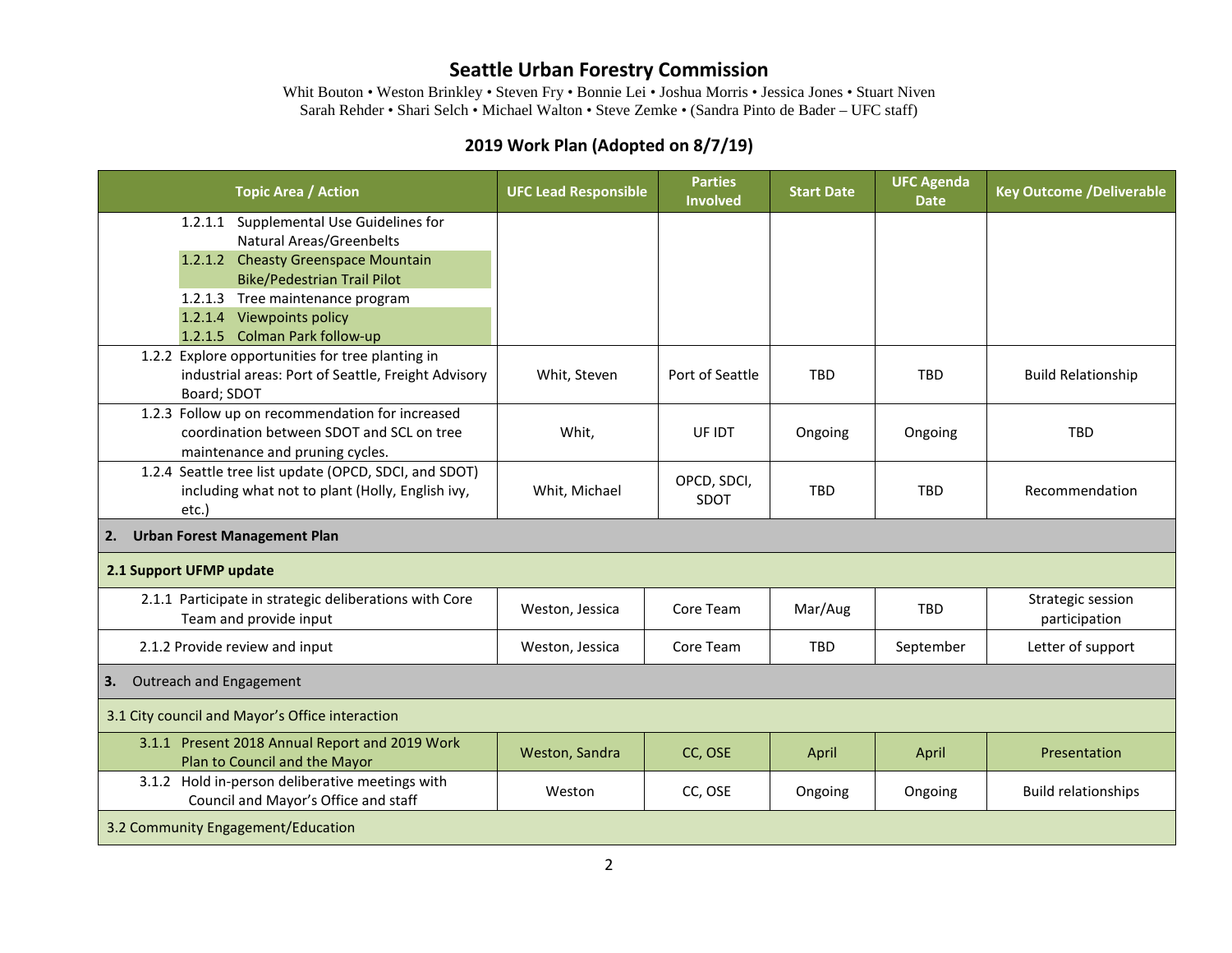# Seattle Urban Forestry Commission

Whit Bouton • Weston Brinkley • Steven Fry • Bonnie Lei • Joshua Morris • Jessica Jones • Stuart Niven
Sarah Rehder • Shari Selch • Michael Walton • Steve Zemke • (Sandra Pinto de Bader – UFC staff)

## 2019 Work Plan (Adopted on 8/7/19)

| Topic Area / Action | UFC Lead Responsible | Parties Involved | Start Date | UFC Agenda Date | Key Outcome /Deliverable |
|---|---|---|---|---|---|
| 1.2.1.1 Supplemental Use Guidelines for Natural Areas/Greenbelts<br>1.2.1.2 Cheasty Greenspace Mountain Bike/Pedestrian Trail Pilot<br>1.2.1.3 Tree maintenance program<br>1.2.1.4 Viewpoints policy<br>1.2.1.5 Colman Park follow-up | | | | | |
| 1.2.2 Explore opportunities for tree planting in industrial areas: Port of Seattle, Freight Advisory Board; SDOT | Whit, Steven | Port of Seattle | TBD | TBD | Build Relationship |
| 1.2.3 Follow up on recommendation for increased coordination between SDOT and SCL on tree maintenance and pruning cycles. | Whit, | UF IDT | Ongoing | Ongoing | TBD |
| 1.2.4 Seattle tree list update (OPCD, SDCI, and SDOT) including what not to plant (Holly, English ivy, etc.) | Whit, Michael | OPCD, SDCI, SDOT | TBD | TBD | Recommendation |
| **2. Urban Forest Management Plan** | | | | | |
| **2.1 Support UFMP update** | | | | | |
| 2.1.1 Participate in strategic deliberations with Core Team and provide input | Weston, Jessica | Core Team | Mar/Aug | TBD | Strategic session participation |
| 2.1.2 Provide review and input | Weston, Jessica | Core Team | TBD | September | Letter of support |
| **3.** Outreach and Engagement | | | | | |
| 3.1 City council and Mayor's Office interaction | | | | | |
| 3.1.1 Present 2018 Annual Report and 2019 Work Plan to Council and the Mayor | Weston, Sandra | CC, OSE | April | April | Presentation |
| 3.1.2 Hold in-person deliberative meetings with Council and Mayor's Office and staff | Weston | CC, OSE | Ongoing | Ongoing | Build relationships |
| 3.2 Community Engagement/Education | | | | | |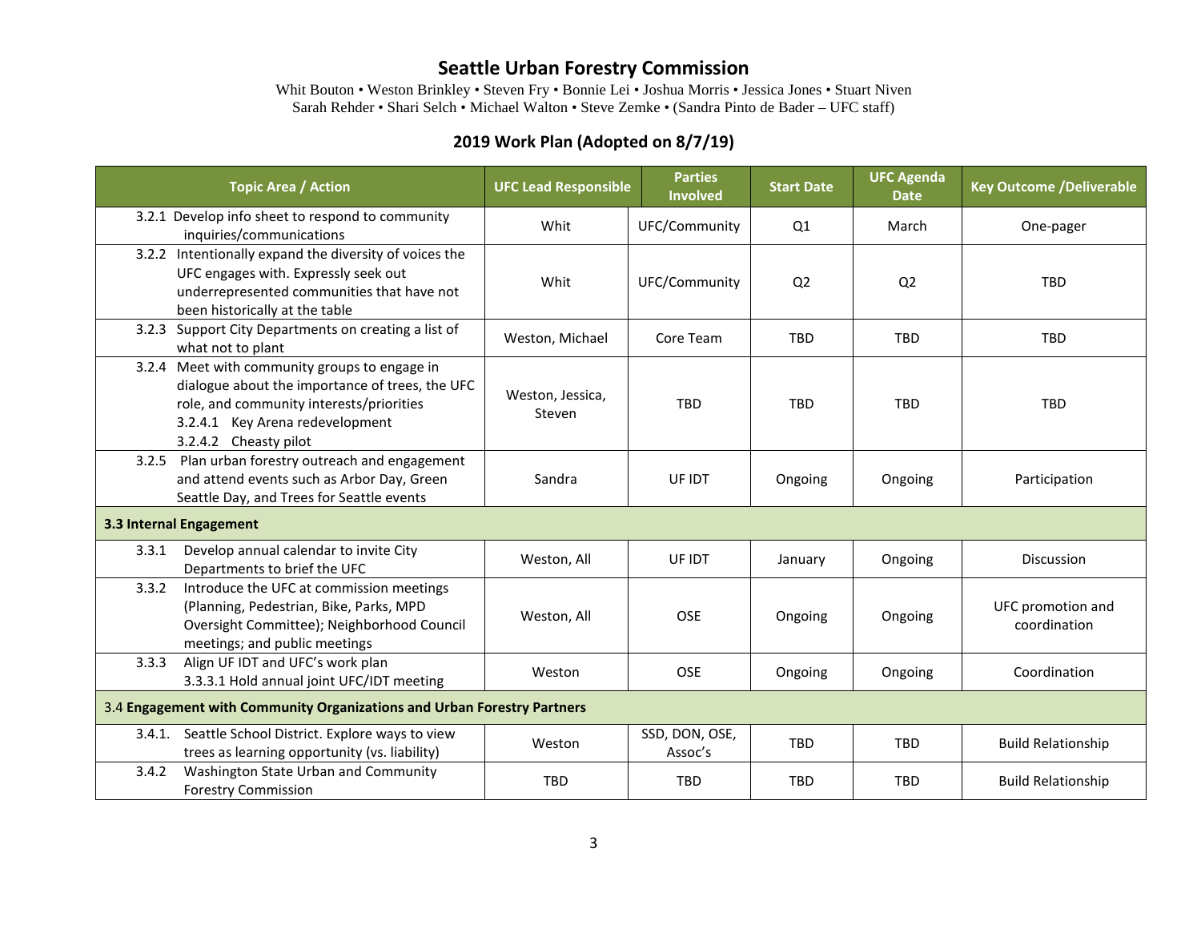# Seattle Urban Forestry Commission

Whit Bouton • Weston Brinkley • Steven Fry • Bonnie Lei • Joshua Morris • Jessica Jones • Stuart Niven
Sarah Rehder • Shari Selch • Michael Walton • Steve Zemke • (Sandra Pinto de Bader – UFC staff)

## 2019 Work Plan (Adopted on 8/7/19)

| Topic Area / Action | UFC Lead Responsible | Parties Involved | Start Date | UFC Agenda Date | Key Outcome /Deliverable |
|---|---|---|---|---|---|
| 3.2.1 Develop info sheet to respond to community inquiries/communications | Whit | UFC/Community | Q1 | March | One-pager |
| 3.2.2 Intentionally expand the diversity of voices the UFC engages with. Expressly seek out underrepresented communities that have not been historically at the table | Whit | UFC/Community | Q2 | Q2 | TBD |
| 3.2.3 Support City Departments on creating a list of what not to plant | Weston, Michael | Core Team | TBD | TBD | TBD |
| 3.2.4 Meet with community groups to engage in dialogue about the importance of trees, the UFC role, and community interests/priorities<br>3.2.4.1 Key Arena redevelopment<br>3.2.4.2 Cheasty pilot | Weston, Jessica, Steven | TBD | TBD | TBD | TBD |
| 3.2.5 Plan urban forestry outreach and engagement and attend events such as Arbor Day, Green Seattle Day, and Trees for Seattle events | Sandra | UF IDT | Ongoing | Ongoing | Participation |
| **3.3 Internal Engagement** | | | | | |
| 3.3.1 Develop annual calendar to invite City Departments to brief the UFC | Weston, All | UF IDT | January | Ongoing | Discussion |
| 3.3.2 Introduce the UFC at commission meetings (Planning, Pedestrian, Bike, Parks, MPD Oversight Committee); Neighborhood Council meetings; and public meetings | Weston, All | OSE | Ongoing | Ongoing | UFC promotion and coordination |
| 3.3.3 Align UF IDT and UFC's work plan<br>3.3.3.1 Hold annual joint UFC/IDT meeting | Weston | OSE | Ongoing | Ongoing | Coordination |
| 3.4 **Engagement with Community Organizations and Urban Forestry Partners** | | | | | |
| 3.4.1. Seattle School District. Explore ways to view trees as learning opportunity (vs. liability) | Weston | SSD, DON, OSE, Assoc's | TBD | TBD | Build Relationship |
| 3.4.2 Washington State Urban and Community Forestry Commission | TBD | TBD | TBD | TBD | Build Relationship |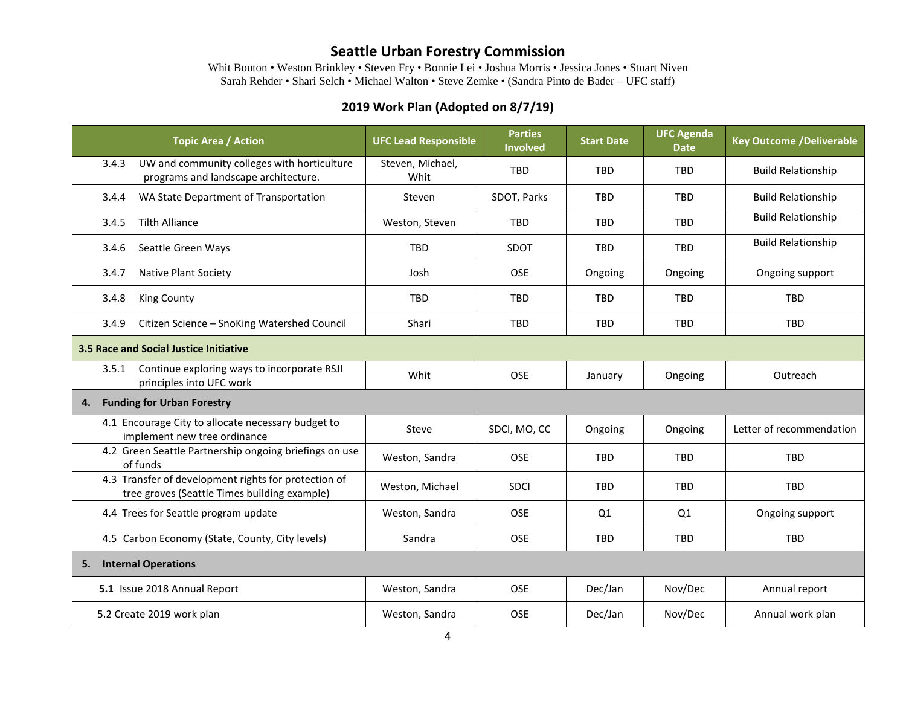# Seattle Urban Forestry Commission

Whit Bouton • Weston Brinkley • Steven Fry • Bonnie Lei • Joshua Morris • Jessica Jones • Stuart Niven
Sarah Rehder • Shari Selch • Michael Walton • Steve Zemke • (Sandra Pinto de Bader – UFC staff)

## 2019 Work Plan (Adopted on 8/7/19)

| Topic Area / Action | UFC Lead Responsible | Parties Involved | Start Date | UFC Agenda Date | Key Outcome /Deliverable |
|---|---|---|---|---|---|
| 3.4.3 UW and community colleges with horticulture programs and landscape architecture. | Steven, Michael, Whit | TBD | TBD | TBD | Build Relationship |
| 3.4.4 WA State Department of Transportation | Steven | SDOT, Parks | TBD | TBD | Build Relationship |
| 3.4.5 Tilth Alliance | Weston, Steven | TBD | TBD | TBD | Build Relationship |
| 3.4.6 Seattle Green Ways | TBD | SDOT | TBD | TBD | Build Relationship |
| 3.4.7 Native Plant Society | Josh | OSE | Ongoing | Ongoing | Ongoing support |
| 3.4.8 King County | TBD | TBD | TBD | TBD | TBD |
| 3.4.9 Citizen Science – SnoKing Watershed Council | Shari | TBD | TBD | TBD | TBD |
| **3.5 Race and Social Justice Initiative** | | | | | |
| 3.5.1 Continue exploring ways to incorporate RSJI principles into UFC work | Whit | OSE | January | Ongoing | Outreach |
| **4. Funding for Urban Forestry** | | | | | |
| 4.1 Encourage City to allocate necessary budget to implement new tree ordinance | Steve | SDCI, MO, CC | Ongoing | Ongoing | Letter of recommendation |
| 4.2 Green Seattle Partnership ongoing briefings on use of funds | Weston, Sandra | OSE | TBD | TBD | TBD |
| 4.3 Transfer of development rights for protection of tree groves (Seattle Times building example) | Weston, Michael | SDCI | TBD | TBD | TBD |
| 4.4 Trees for Seattle program update | Weston, Sandra | OSE | Q1 | Q1 | Ongoing support |
| 4.5 Carbon Economy (State, County, City levels) | Sandra | OSE | TBD | TBD | TBD |
| **5. Internal Operations** | | | | | |
| **5.1** Issue 2018 Annual Report | Weston, Sandra | OSE | Dec/Jan | Nov/Dec | Annual report |
| 5.2 Create 2019 work plan | Weston, Sandra | OSE | Dec/Jan | Nov/Dec | Annual work plan |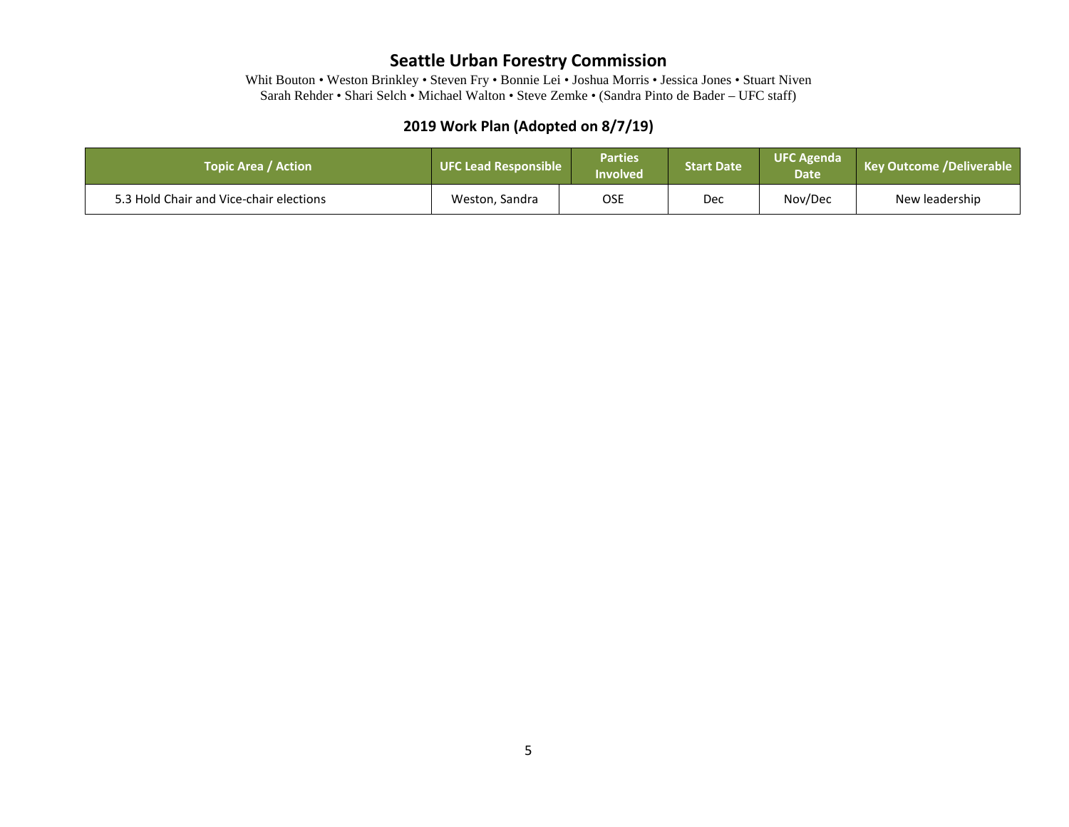# Seattle Urban Forestry Commission

Whit Bouton • Weston Brinkley • Steven Fry • Bonnie Lei • Joshua Morris • Jessica Jones • Stuart Niven
Sarah Rehder • Shari Selch • Michael Walton • Steve Zemke • (Sandra Pinto de Bader – UFC staff)

## 2019 Work Plan (Adopted on 8/7/19)

| Topic Area / Action | UFC Lead Responsible | Parties Involved | Start Date | UFC Agenda Date | Key Outcome /Deliverable |
|---|---|---|---|---|---|
| 5.3 Hold Chair and Vice-chair elections | Weston, Sandra | OSE | Dec | Nov/Dec | New leadership |